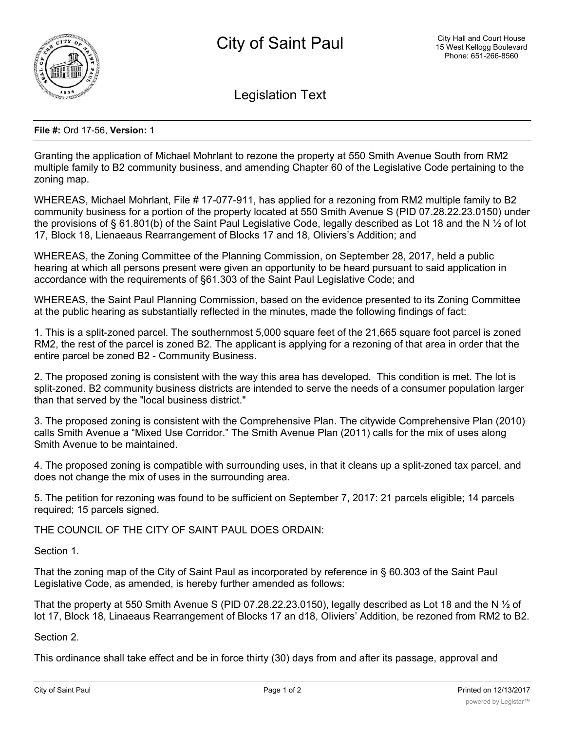# City of Saint Paul

City Hall and Court House
15 West Kellogg Boulevard
Phone: 651-266-8560

## Legislation Text

**File #:** Ord 17-56, **Version:** 1

Granting the application of Michael Mohrlant to rezone the property at 550 Smith Avenue South from RM2 multiple family to B2 community business, and amending Chapter 60 of the Legislative Code pertaining to the zoning map.

WHEREAS, Michael Mohrlant, File # 17-077-911, has applied for a rezoning from RM2 multiple family to B2 community business for a portion of the property located at 550 Smith Avenue S (PID 07.28.22.23.0150) under the provisions of § 61.801(b) of the Saint Paul Legislative Code, legally described as Lot 18 and the N ½ of lot 17, Block 18, Lienaeaus Rearrangement of Blocks 17 and 18, Oliviers's Addition; and

WHEREAS, the Zoning Committee of the Planning Commission, on September 28, 2017, held a public hearing at which all persons present were given an opportunity to be heard pursuant to said application in accordance with the requirements of §61.303 of the Saint Paul Legislative Code; and

WHEREAS, the Saint Paul Planning Commission, based on the evidence presented to its Zoning Committee at the public hearing as substantially reflected in the minutes, made the following findings of fact:

1. This is a split-zoned parcel. The southernmost 5,000 square feet of the 21,665 square foot parcel is zoned RM2, the rest of the parcel is zoned B2. The applicant is applying for a rezoning of that area in order that the entire parcel be zoned B2 - Community Business.

2. The proposed zoning is consistent with the way this area has developed. This condition is met. The lot is split-zoned. B2 community business districts are intended to serve the needs of a consumer population larger than that served by the "local business district."

3. The proposed zoning is consistent with the Comprehensive Plan. The citywide Comprehensive Plan (2010) calls Smith Avenue a "Mixed Use Corridor." The Smith Avenue Plan (2011) calls for the mix of uses along Smith Avenue to be maintained.

4. The proposed zoning is compatible with surrounding uses, in that it cleans up a split-zoned tax parcel, and does not change the mix of uses in the surrounding area.

5. The petition for rezoning was found to be sufficient on September 7, 2017: 21 parcels eligible; 14 parcels required; 15 parcels signed.

THE COUNCIL OF THE CITY OF SAINT PAUL DOES ORDAIN:

Section 1.

That the zoning map of the City of Saint Paul as incorporated by reference in § 60.303 of the Saint Paul Legislative Code, as amended, is hereby further amended as follows:

That the property at 550 Smith Avenue S (PID 07.28.22.23.0150), legally described as Lot 18 and the N ½ of lot 17, Block 18, Linaeaus Rearrangement of Blocks 17 an d18, Oliviers' Addition, be rezoned from RM2 to B2.

Section 2.

This ordinance shall take effect and be in force thirty (30) days from and after its passage, approval and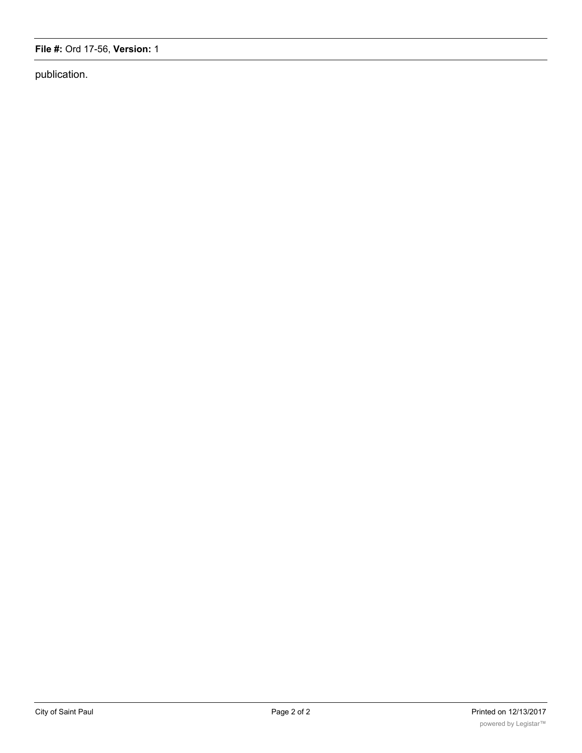publication.